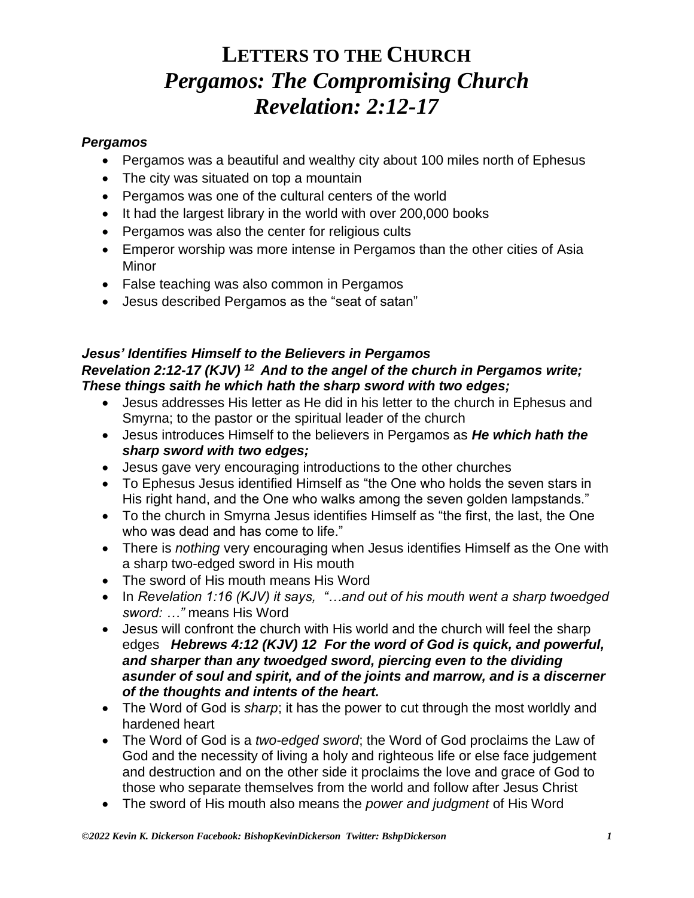# Letters to the Church
# *Pergamos: The Compromising Church*
# *Revelation: 2:12-17*

***Pergamos***

- Pergamos was a beautiful and wealthy city about 100 miles north of Ephesus
- The city was situated on top a mountain
- Pergamos was one of the cultural centers of the world
- It had the largest library in the world with over 200,000 books
- Pergamos was also the center for religious cults
- Emperor worship was more intense in Pergamos than the other cities of Asia Minor
- False teaching was also common in Pergamos
- Jesus described Pergamos as the "seat of satan"

***Jesus' Identifies Himself to the Believers in Pergamos***
***Revelation 2:12-17 (KJV) [12] And to the angel of the church in Pergamos write; These things saith he which hath the sharp sword with two edges;***

- Jesus addresses His letter as He did in his letter to the church in Ephesus and Smyrna; to the pastor or the spiritual leader of the church
- Jesus introduces Himself to the believers in Pergamos as ***He which hath the sharp sword with two edges;***
- Jesus gave very encouraging introductions to the other churches
- To Ephesus Jesus identified Himself as "the One who holds the seven stars in His right hand, and the One who walks among the seven golden lampstands."
- To the church in Smyrna Jesus identifies Himself as "the first, the last, the One who was dead and has come to life."
- There is *nothing* very encouraging when Jesus identifies Himself as the One with a sharp two-edged sword in His mouth
- The sword of His mouth means His Word
- In *Revelation 1:16 (KJV) it says, "…and out of his mouth went a sharp twoedged sword: …"* means His Word
- Jesus will confront the church with His world and the church will feel the sharp edges ***Hebrews 4:12 (KJV) 12 For the word of God is quick, and powerful, and sharper than any twoedged sword, piercing even to the dividing asunder of soul and spirit, and of the joints and marrow, and is a discerner of the thoughts and intents of the heart.***
- The Word of God is *sharp*; it has the power to cut through the most worldly and hardened heart
- The Word of God is a *two-edged sword*; the Word of God proclaims the Law of God and the necessity of living a holy and righteous life or else face judgement and destruction and on the other side it proclaims the love and grace of God to those who separate themselves from the world and follow after Jesus Christ
- The sword of His mouth also means the *power and judgment* of His Word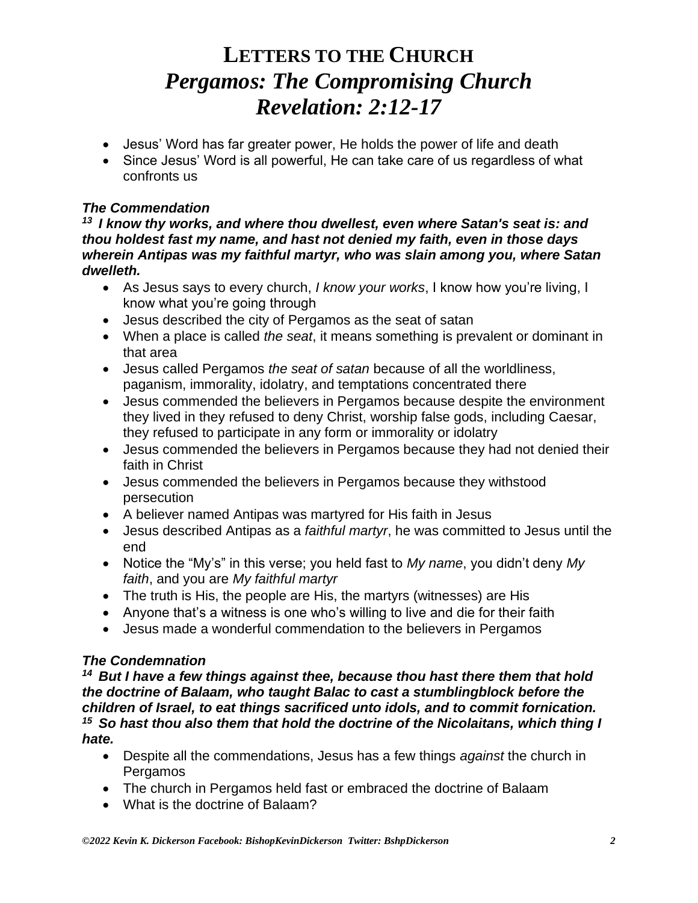# LETTERS TO THE CHURCH
# *Pergamos: The Compromising Church*
# *Revelation: 2:12-17*

- Jesus' Word has far greater power, He holds the power of life and death
- Since Jesus' Word is all powerful, He can take care of us regardless of what confronts us

### *The Commendation*

***13 I know thy works, and where thou dwellest, even where Satan's seat is: and thou holdest fast my name, and hast not denied my faith, even in those days wherein Antipas was my faithful martyr, who was slain among you, where Satan dwelleth.***

- As Jesus says to every church, *I know your works*, I know how you're living, I know what you're going through
- Jesus described the city of Pergamos as the seat of satan
- When a place is called *the seat*, it means something is prevalent or dominant in that area
- Jesus called Pergamos *the seat of satan* because of all the worldliness, paganism, immorality, idolatry, and temptations concentrated there
- Jesus commended the believers in Pergamos because despite the environment they lived in they refused to deny Christ, worship false gods, including Caesar, they refused to participate in any form or immorality or idolatry
- Jesus commended the believers in Pergamos because they had not denied their faith in Christ
- Jesus commended the believers in Pergamos because they withstood persecution
- A believer named Antipas was martyred for His faith in Jesus
- Jesus described Antipas as a *faithful martyr*, he was committed to Jesus until the end
- Notice the "My's" in this verse; you held fast to *My name*, you didn't deny *My faith*, and you are *My faithful martyr*
- The truth is His, the people are His, the martyrs (witnesses) are His
- Anyone that's a witness is one who's willing to live and die for their faith
- Jesus made a wonderful commendation to the believers in Pergamos

### *The Condemnation*

***14 But I have a few things against thee, because thou hast there them that hold the doctrine of Balaam, who taught Balac to cast a stumblingblock before the children of Israel, to eat things sacrificed unto idols, and to commit fornication.***
***15 So hast thou also them that hold the doctrine of the Nicolaitans, which thing I hate.***

- Despite all the commendations, Jesus has a few things *against* the church in Pergamos
- The church in Pergamos held fast or embraced the doctrine of Balaam
- What is the doctrine of Balaam?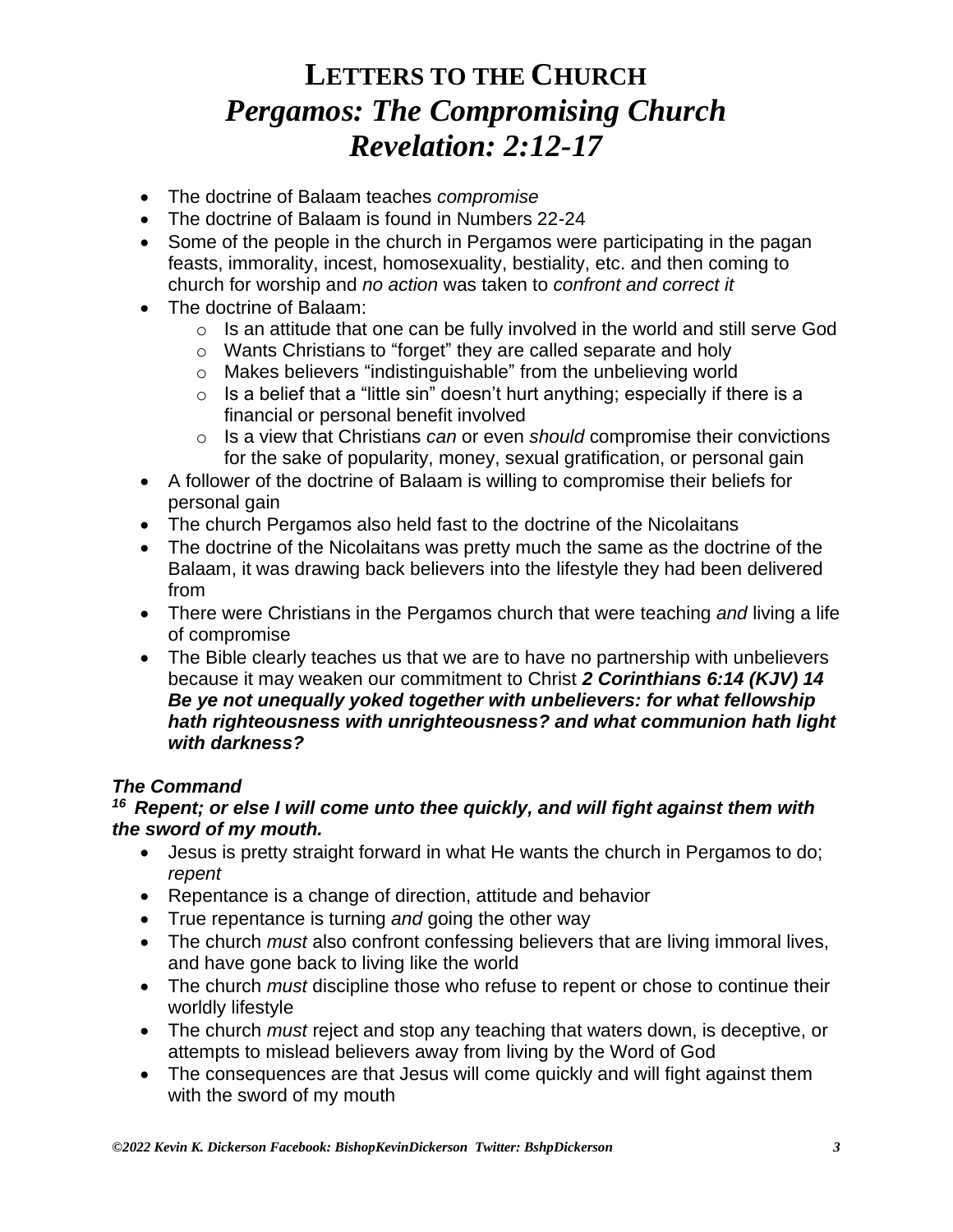# LETTERS TO THE CHURCH
# *Pergamos: The Compromising Church*
# *Revelation: 2:12-17*

- The doctrine of Balaam teaches *compromise*
- The doctrine of Balaam is found in Numbers 22-24
- Some of the people in the church in Pergamos were participating in the pagan feasts, immorality, incest, homosexuality, bestiality, etc. and then coming to church for worship and *no action* was taken to *confront and correct it*
- The doctrine of Balaam:
    - Is an attitude that one can be fully involved in the world and still serve God
    - Wants Christians to "forget" they are called separate and holy
    - Makes believers "indistinguishable" from the unbelieving world
    - Is a belief that a "little sin" doesn't hurt anything; especially if there is a financial or personal benefit involved
    - Is a view that Christians *can* or even *should* compromise their convictions for the sake of popularity, money, sexual gratification, or personal gain
- A follower of the doctrine of Balaam is willing to compromise their beliefs for personal gain
- The church Pergamos also held fast to the doctrine of the Nicolaitans
- The doctrine of the Nicolaitans was pretty much the same as the doctrine of the Balaam, it was drawing back believers into the lifestyle they had been delivered from
- There were Christians in the Pergamos church that were teaching *and* living a life of compromise
- The Bible clearly teaches us that we are to have no partnership with unbelievers because it may weaken our commitment to Christ ***2 Corinthians 6:14 (KJV) 14 Be ye not unequally yoked together with unbelievers: for what fellowship hath righteousness with unrighteousness? and what communion hath light with darkness?***

***The Command***

***16 Repent; or else I will come unto thee quickly, and will fight against them with the sword of my mouth.***

- Jesus is pretty straight forward in what He wants the church in Pergamos to do; *repent*
- Repentance is a change of direction, attitude and behavior
- True repentance is turning *and* going the other way
- The church *must* also confront confessing believers that are living immoral lives, and have gone back to living like the world
- The church *must* discipline those who refuse to repent or chose to continue their worldly lifestyle
- The church *must* reject and stop any teaching that waters down, is deceptive, or attempts to mislead believers away from living by the Word of God
- The consequences are that Jesus will come quickly and will fight against them with the sword of my mouth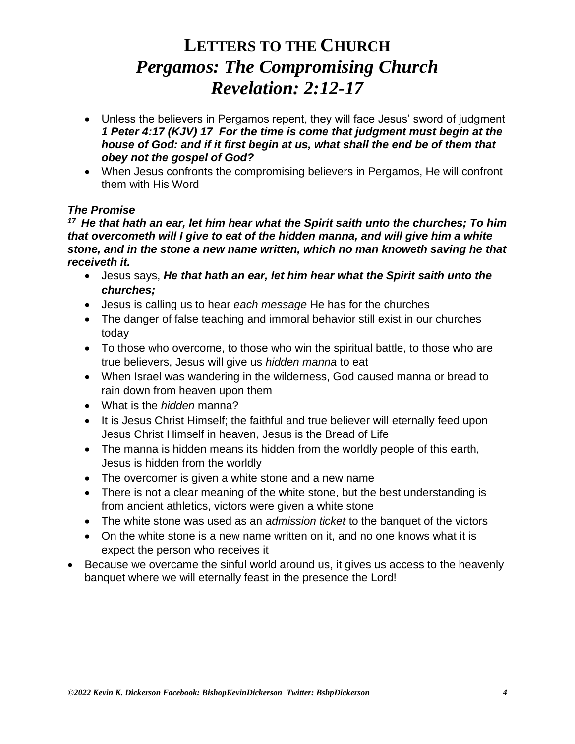# LETTERS TO THE CHURCH
## *Pergamos: The Compromising Church*
## *Revelation: 2:12-17*

- Unless the believers in Pergamos repent, they will face Jesus' sword of judgment ***1 Peter 4:17 (KJV) 17 For the time is come that judgment must begin at the house of God: and if it first begin at us, what shall the end be of them that obey not the gospel of God?***
- When Jesus confronts the compromising believers in Pergamos, He will confront them with His Word

***The Promise***

***17 He that hath an ear, let him hear what the Spirit saith unto the churches; To him that overcometh will I give to eat of the hidden manna, and will give him a white stone, and in the stone a new name written, which no man knoweth saving he that receiveth it.***

- Jesus says, ***He that hath an ear, let him hear what the Spirit saith unto the churches;***
- Jesus is calling us to hear *each message* He has for the churches
- The danger of false teaching and immoral behavior still exist in our churches today
- To those who overcome, to those who win the spiritual battle, to those who are true believers, Jesus will give us *hidden manna* to eat
- When Israel was wandering in the wilderness, God caused manna or bread to rain down from heaven upon them
- What is the *hidden* manna?
- It is Jesus Christ Himself; the faithful and true believer will eternally feed upon Jesus Christ Himself in heaven, Jesus is the Bread of Life
- The manna is hidden means its hidden from the worldly people of this earth, Jesus is hidden from the worldly
- The overcomer is given a white stone and a new name
- There is not a clear meaning of the white stone, but the best understanding is from ancient athletics, victors were given a white stone
- The white stone was used as an *admission ticket* to the banquet of the victors
- On the white stone is a new name written on it, and no one knows what it is expect the person who receives it

- Because we overcame the sinful world around us, it gives us access to the heavenly banquet where we will eternally feast in the presence the Lord!